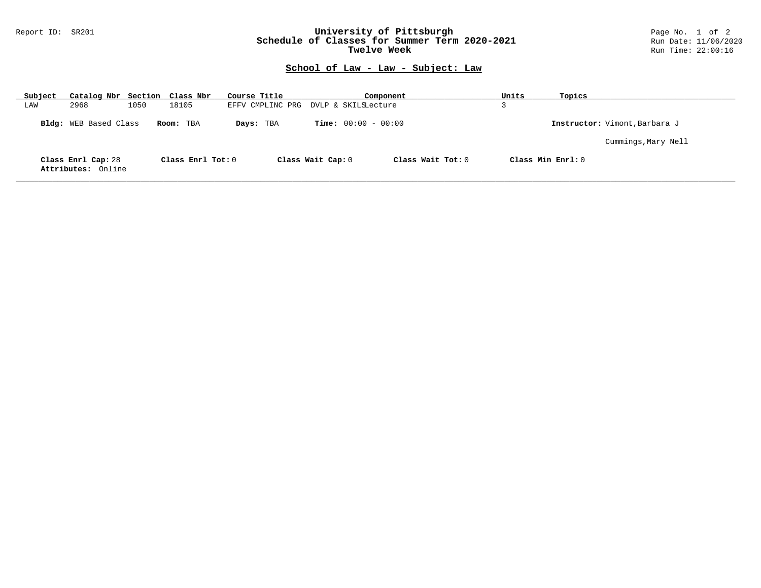Report ID: SR201

# University of Pittsburgh
## Schedule of Classes for Summer Term 2020-2021
### Twelve Week

Run Date: 11/06/2020
Run Time: 22:00:16

## School of Law - Law - Subject: Law

| Subject | Catalog Nbr | Section | Class Nbr | Course Title | Component | Units | Topics |
|---|---|---|---|---|---|---|---|
| LAW | 2968 | 1050 | 18105 | EFFV CMPLINC PRG DVLP & SKILS | Lecture | 3 | |

**Bldg:** WEB Based Class **Room:** TBA **Days:** TBA **Time:** 00:00 - 00:00 **Instructor:** Vimont,Barbara J

Cummings,Mary Nell

**Class Enrl Cap:** 28 **Class Enrl Tot:** 0 **Class Wait Cap:** 0 **Class Wait Tot:** 0 **Class Min Enrl:** 0
**Attributes:** Online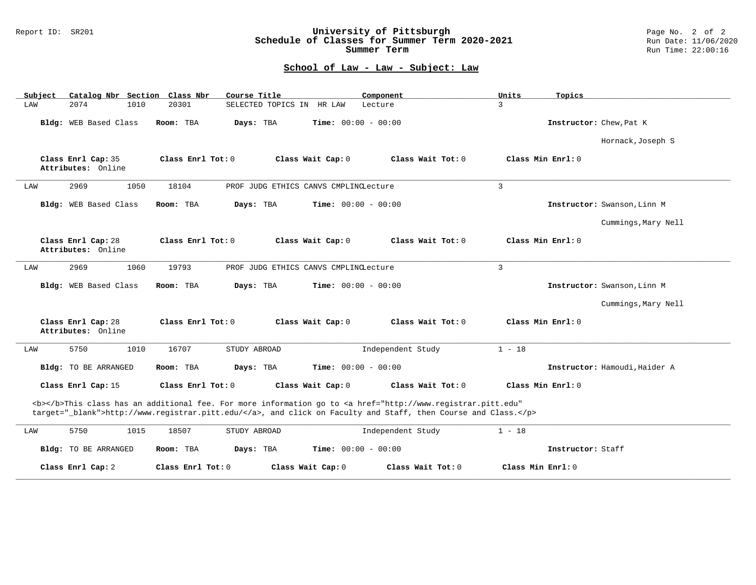## School of Law - Law - Subject: Law

| Subject | Catalog Nbr | Section | Class Nbr | Course Title | Component | Units | Topics |
|---|---|---|---|---|---|---|---|
| LAW | 2074 | 1010 | 20301 | SELECTED TOPICS IN HR LAW | Lecture | 3 | |

**Bldg:** WEB Based Class **Room:** TBA **Days:** TBA **Time:** 00:00 - 00:00 **Instructor:** Chew,Pat K; Hornack,Joseph S

**Class Enrl Cap:** 35 **Class Enrl Tot:** 0 **Class Wait Cap:** 0 **Class Wait Tot:** 0 **Class Min Enrl:** 0
**Attributes:** Online

---

| Subject | Catalog Nbr | Section | Class Nbr | Course Title | Component | Units | Topics |
|---|---|---|---|---|---|---|---|
| LAW | 2969 | 1050 | 18104 | PROF JUDG ETHICS CANVS CMPLINC | Lecture | 3 | |

**Bldg:** WEB Based Class **Room:** TBA **Days:** TBA **Time:** 00:00 - 00:00 **Instructor:** Swanson,Linn M; Cummings,Mary Nell

**Class Enrl Cap:** 28 **Class Enrl Tot:** 0 **Class Wait Cap:** 0 **Class Wait Tot:** 0 **Class Min Enrl:** 0
**Attributes:** Online

---

| Subject | Catalog Nbr | Section | Class Nbr | Course Title | Component | Units | Topics |
|---|---|---|---|---|---|---|---|
| LAW | 2969 | 1060 | 19793 | PROF JUDG ETHICS CANVS CMPLINC | Lecture | 3 | |

**Bldg:** WEB Based Class **Room:** TBA **Days:** TBA **Time:** 00:00 - 00:00 **Instructor:** Swanson,Linn M; Cummings,Mary Nell

**Class Enrl Cap:** 28 **Class Enrl Tot:** 0 **Class Wait Cap:** 0 **Class Wait Tot:** 0 **Class Min Enrl:** 0
**Attributes:** Online

---

| Subject | Catalog Nbr | Section | Class Nbr | Course Title | Component | Units | Topics |
|---|---|---|---|---|---|---|---|
| LAW | 5750 | 1010 | 16707 | STUDY ABROAD | Independent Study | 1 - 18 | |

**Bldg:** TO BE ARRANGED **Room:** TBA **Days:** TBA **Time:** 00:00 - 00:00 **Instructor:** Hamoudi,Haider A

**Class Enrl Cap:** 15 **Class Enrl Tot:** 0 **Class Wait Cap:** 0 **Class Wait Tot:** 0 **Class Min Enrl:** 0

<b></b>This class has an additional fee. For more information go to <a href="http://www.registrar.pitt.edu" target="_blank">http://www.registrar.pitt.edu/</a>, and click on Faculty and Staff, then Course and Class.</p>

---

| Subject | Catalog Nbr | Section | Class Nbr | Course Title | Component | Units | Topics |
|---|---|---|---|---|---|---|---|
| LAW | 5750 | 1015 | 18507 | STUDY ABROAD | Independent Study | 1 - 18 | |

**Bldg:** TO BE ARRANGED **Room:** TBA **Days:** TBA **Time:** 00:00 - 00:00 **Instructor:** Staff

**Class Enrl Cap:** 2 **Class Enrl Tot:** 0 **Class Wait Cap:** 0 **Class Wait Tot:** 0 **Class Min Enrl:** 0